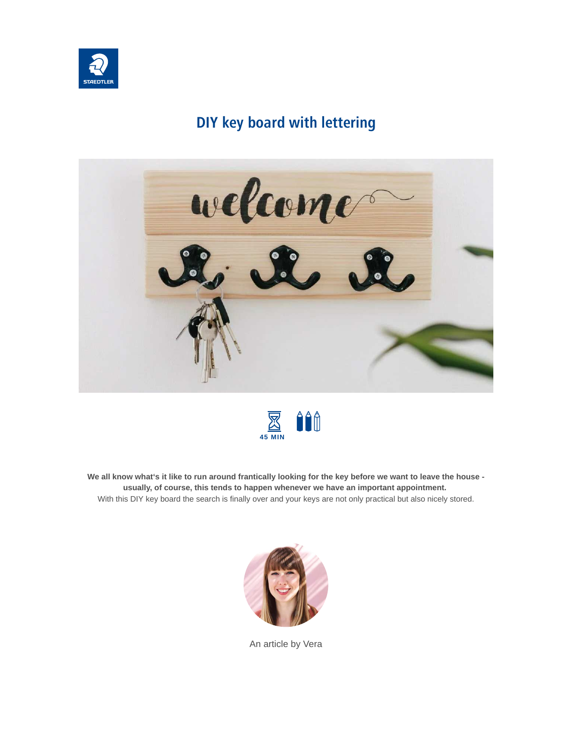# DIY key board with lettering

45 MIN

**We all know what's it like to run around frantically looking for the key before we want to leave the house - usually, of course, this tends to happen whenever we have an important appointment.**
With this DIY key board the search is finally over and your keys are not only practical but also nicely stored.

An article by Vera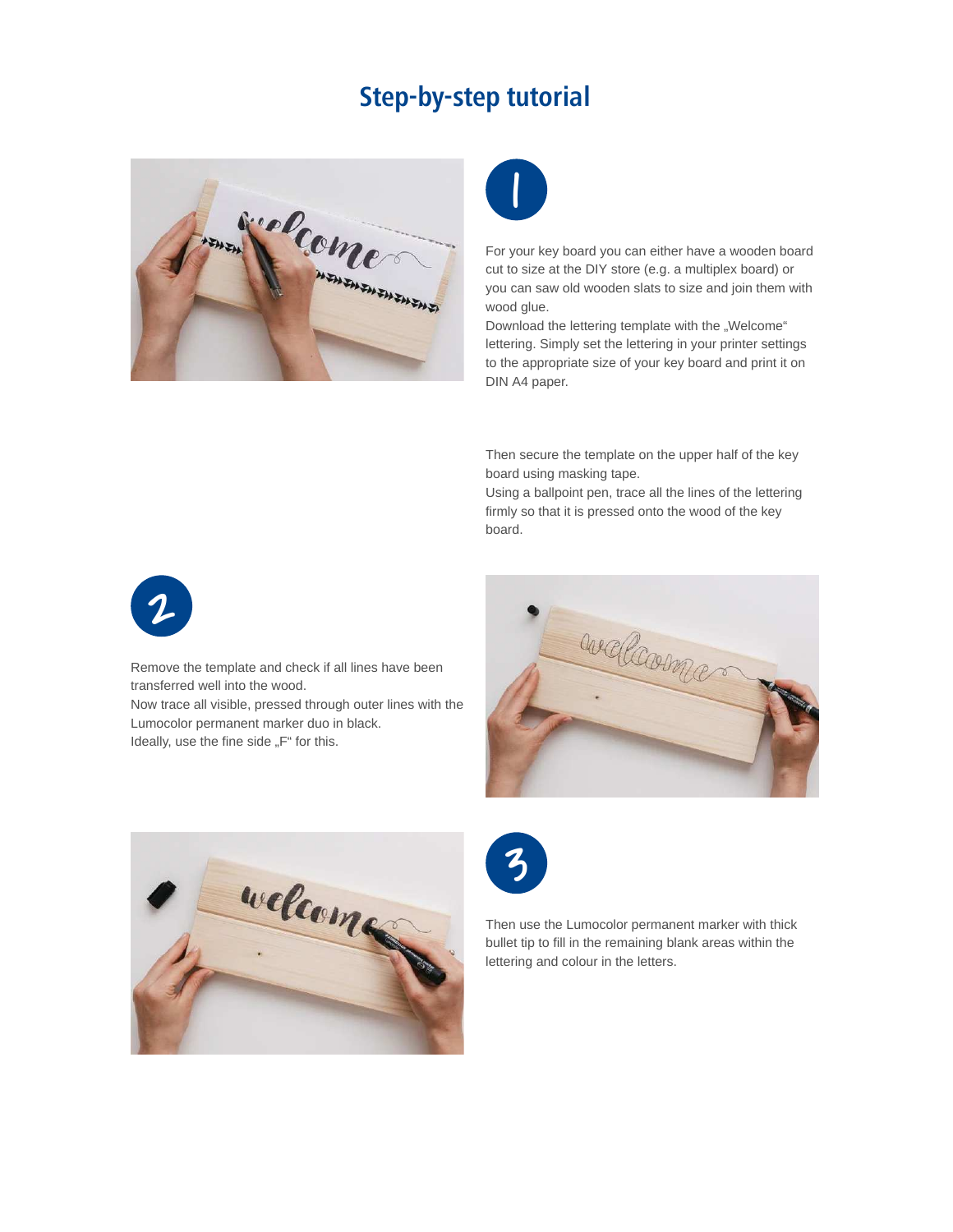# Step-by-step tutorial

## 1

For your key board you can either have a wooden board cut to size at the DIY store (e.g. a multiplex board) or you can saw old wooden slats to size and join them with wood glue.
Download the lettering template with the „Welcome" lettering. Simply set the lettering in your printer settings to the appropriate size of your key board and print it on DIN A4 paper.

Then secure the template on the upper half of the key board using masking tape.
Using a ballpoint pen, trace all the lines of the lettering firmly so that it is pressed onto the wood of the key board.

## 2

Remove the template and check if all lines have been transferred well into the wood.
Now trace all visible, pressed through outer lines with the Lumocolor permanent marker duo in black.
Ideally, use the fine side „F" for this.

## 3

Then use the Lumocolor permanent marker with thick bullet tip to fill in the remaining blank areas within the lettering and colour in the letters.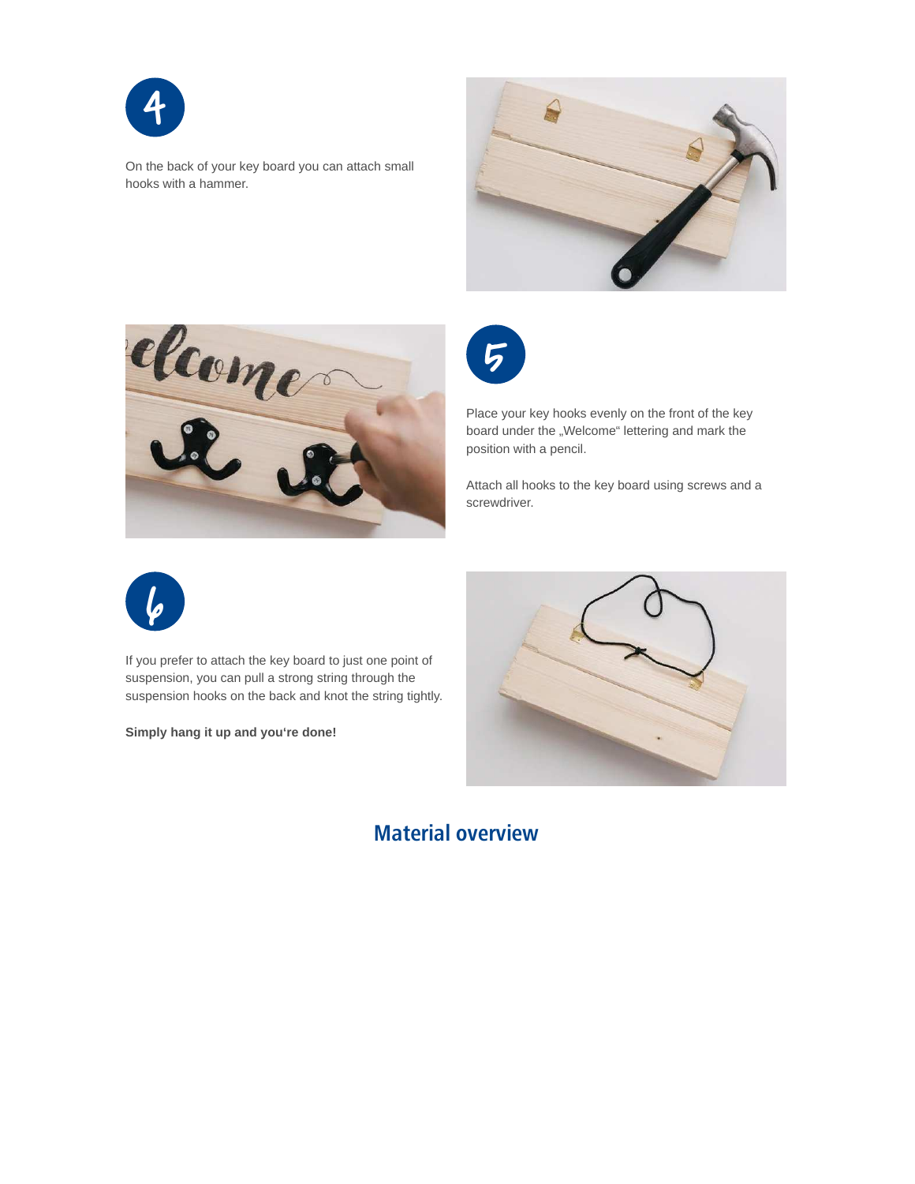4

On the back of your key board you can attach small hooks with a hammer.

5

Place your key hooks evenly on the front of the key board under the „Welcome“ lettering and mark the position with a pencil.

Attach all hooks to the key board using screws and a screwdriver.

6

If you prefer to attach the key board to just one point of suspension, you can pull a strong string through the suspension hooks on the back and knot the string tightly.

**Simply hang it up and you‘re done!**

## Material overview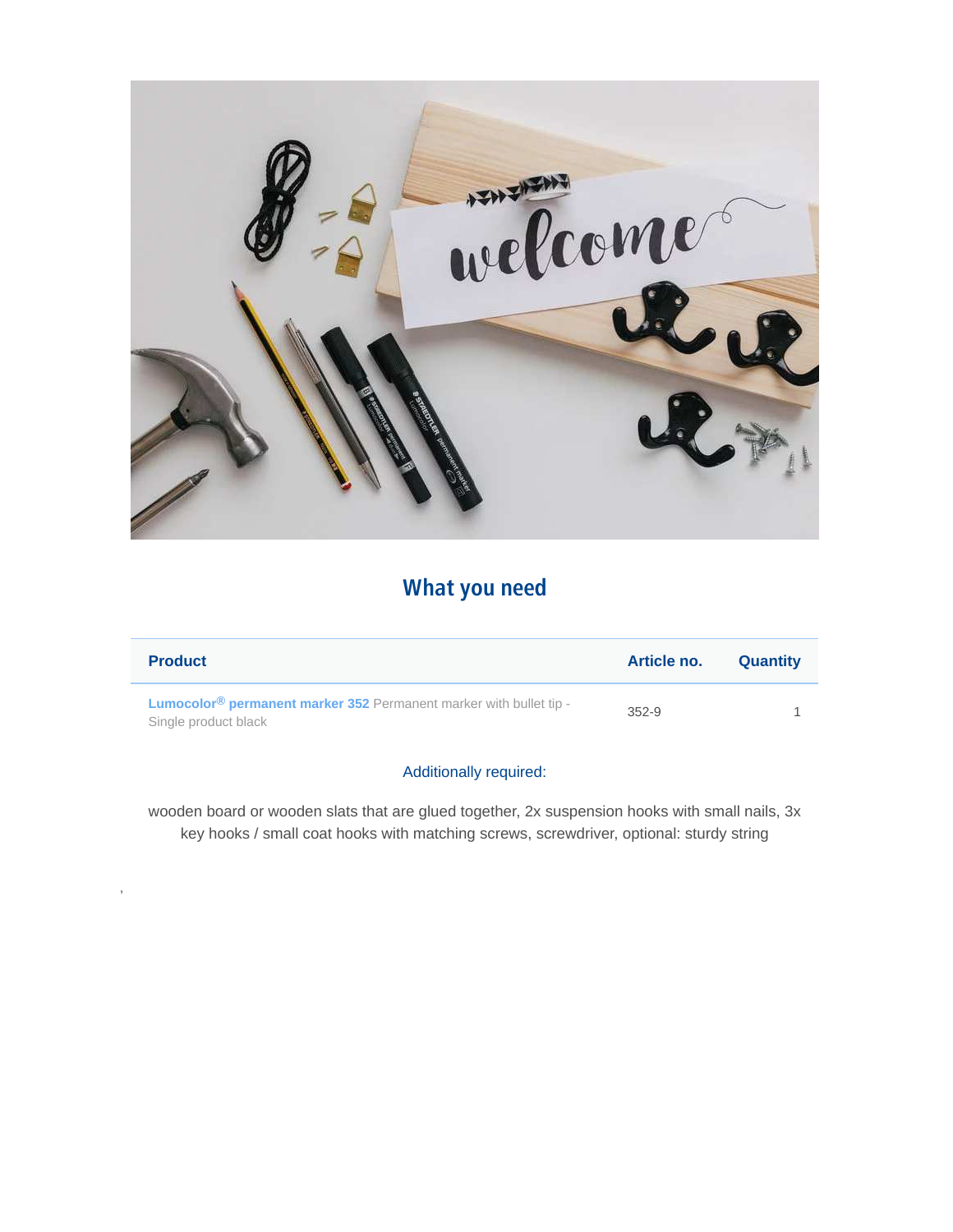## What you need

| Product | Article no. | Quantity |
|---|---|---|
| **Lumocolor® permanent marker 352** Permanent marker with bullet tip - Single product black | 352-9 | 1 |

Additionally required:

wooden board or wooden slats that are glued together, 2x suspension hooks with small nails, 3x key hooks / small coat hooks with matching screws, screwdriver, optional: sturdy string

,